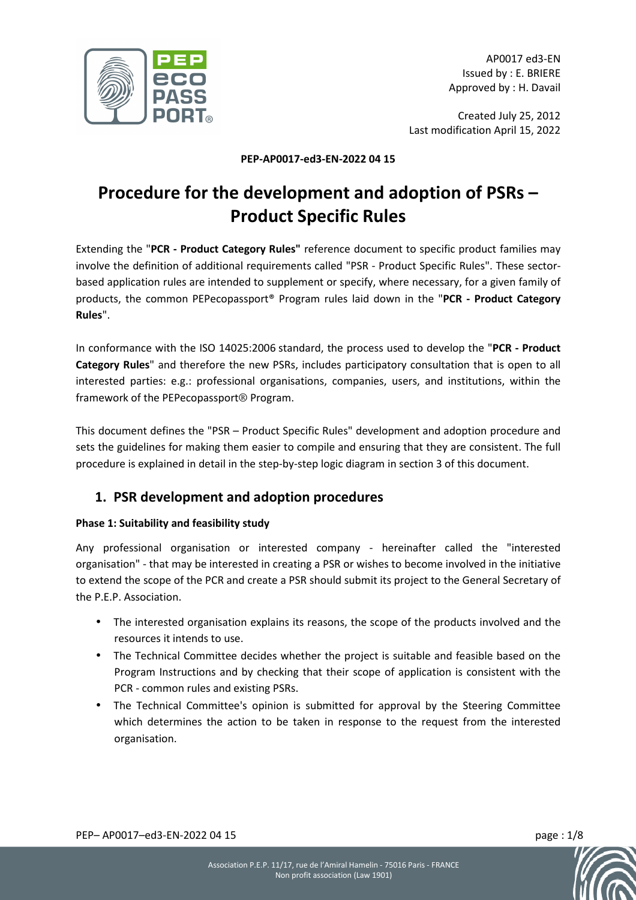AP0017 ed3-EN
Issued by : E. BRIERE
Approved by : H. Davail

Created July 25, 2012
Last modification April 15, 2022

**PEP-AP0017-ed3-EN-2022 04 15**

# Procedure for the development and adoption of PSRs – Product Specific Rules

Extending the "**PCR - Product Category Rules"** reference document to specific product families may involve the definition of additional requirements called "PSR - Product Specific Rules". These sector-based application rules are intended to supplement or specify, where necessary, for a given family of products, the common PEPecopassport® Program rules laid down in the "**PCR - Product Category Rules**".

In conformance with the ISO 14025:2006 standard, the process used to develop the "**PCR - Product Category Rules**" and therefore the new PSRs, includes participatory consultation that is open to all interested parties: e.g.: professional organisations, companies, users, and institutions, within the framework of the PEPecopassport® Program.

This document defines the "PSR – Product Specific Rules" development and adoption procedure and sets the guidelines for making them easier to compile and ensuring that they are consistent. The full procedure is explained in detail in the step-by-step logic diagram in section 3 of this document.

## 1. PSR development and adoption procedures

**Phase 1: Suitability and feasibility study**

Any professional organisation or interested company - hereinafter called the "interested organisation" - that may be interested in creating a PSR or wishes to become involved in the initiative to extend the scope of the PCR and create a PSR should submit its project to the General Secretary of the P.E.P. Association.

- The interested organisation explains its reasons, the scope of the products involved and the resources it intends to use.
- The Technical Committee decides whether the project is suitable and feasible based on the Program Instructions and by checking that their scope of application is consistent with the PCR - common rules and existing PSRs.
- The Technical Committee's opinion is submitted for approval by the Steering Committee which determines the action to be taken in response to the request from the interested organisation.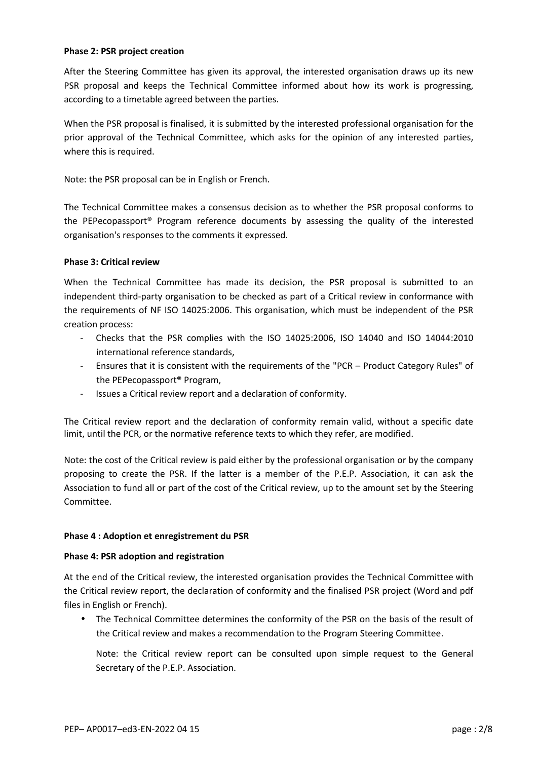**Phase 2: PSR project creation**

After the Steering Committee has given its approval, the interested organisation draws up its new PSR proposal and keeps the Technical Committee informed about how its work is progressing, according to a timetable agreed between the parties.

When the PSR proposal is finalised, it is submitted by the interested professional organisation for the prior approval of the Technical Committee, which asks for the opinion of any interested parties, where this is required.

Note: the PSR proposal can be in English or French.

The Technical Committee makes a consensus decision as to whether the PSR proposal conforms to the PEPecopassport® Program reference documents by assessing the quality of the interested organisation's responses to the comments it expressed.

**Phase 3: Critical review**

When the Technical Committee has made its decision, the PSR proposal is submitted to an independent third-party organisation to be checked as part of a Critical review in conformance with the requirements of NF ISO 14025:2006. This organisation, which must be independent of the PSR creation process:

- Checks that the PSR complies with the ISO 14025:2006, ISO 14040 and ISO 14044:2010 international reference standards,
- Ensures that it is consistent with the requirements of the "PCR – Product Category Rules" of the PEPecopassport® Program,
- Issues a Critical review report and a declaration of conformity.

The Critical review report and the declaration of conformity remain valid, without a specific date limit, until the PCR, or the normative reference texts to which they refer, are modified.

Note: the cost of the Critical review is paid either by the professional organisation or by the company proposing to create the PSR. If the latter is a member of the P.E.P. Association, it can ask the Association to fund all or part of the cost of the Critical review, up to the amount set by the Steering Committee.

**Phase 4 : Adoption et enregistrement du PSR**

**Phase 4: PSR adoption and registration**

At the end of the Critical review, the interested organisation provides the Technical Committee with the Critical review report, the declaration of conformity and the finalised PSR project (Word and pdf files in English or French).

- The Technical Committee determines the conformity of the PSR on the basis of the result of the Critical review and makes a recommendation to the Program Steering Committee.

  Note: the Critical review report can be consulted upon simple request to the General Secretary of the P.E.P. Association.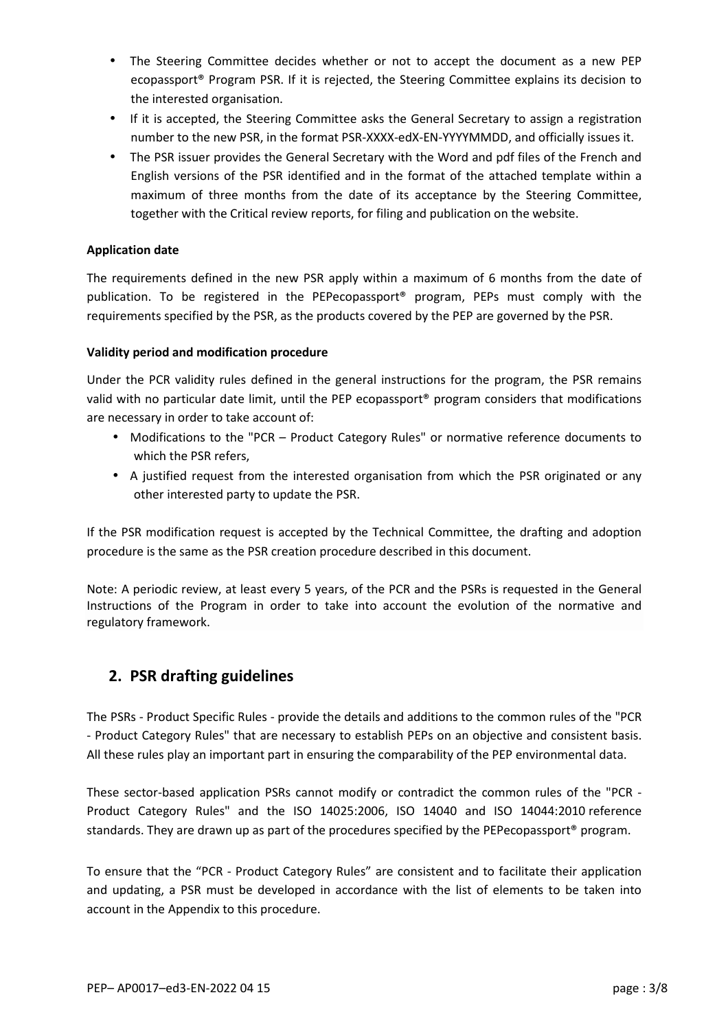- The Steering Committee decides whether or not to accept the document as a new PEP ecopassport® Program PSR. If it is rejected, the Steering Committee explains its decision to the interested organisation.
- If it is accepted, the Steering Committee asks the General Secretary to assign a registration number to the new PSR, in the format PSR-XXXX-edX-EN-YYYYMMDD, and officially issues it.
- The PSR issuer provides the General Secretary with the Word and pdf files of the French and English versions of the PSR identified and in the format of the attached template within a maximum of three months from the date of its acceptance by the Steering Committee, together with the Critical review reports, for filing and publication on the website.

**Application date**

The requirements defined in the new PSR apply within a maximum of 6 months from the date of publication. To be registered in the PEPecopassport® program, PEPs must comply with the requirements specified by the PSR, as the products covered by the PEP are governed by the PSR.

**Validity period and modification procedure**

Under the PCR validity rules defined in the general instructions for the program, the PSR remains valid with no particular date limit, until the PEP ecopassport® program considers that modifications are necessary in order to take account of:

- Modifications to the "PCR – Product Category Rules" or normative reference documents to which the PSR refers,
- A justified request from the interested organisation from which the PSR originated or any other interested party to update the PSR.

If the PSR modification request is accepted by the Technical Committee, the drafting and adoption procedure is the same as the PSR creation procedure described in this document.

Note: A periodic review, at least every 5 years, of the PCR and the PSRs is requested in the General Instructions of the Program in order to take into account the evolution of the normative and regulatory framework.

## 2. PSR drafting guidelines

The PSRs - Product Specific Rules - provide the details and additions to the common rules of the "PCR - Product Category Rules" that are necessary to establish PEPs on an objective and consistent basis. All these rules play an important part in ensuring the comparability of the PEP environmental data.

These sector-based application PSRs cannot modify or contradict the common rules of the "PCR - Product Category Rules" and the ISO 14025:2006, ISO 14040 and ISO 14044:2010 reference standards. They are drawn up as part of the procedures specified by the PEPecopassport® program.

To ensure that the "PCR - Product Category Rules" are consistent and to facilitate their application and updating, a PSR must be developed in accordance with the list of elements to be taken into account in the Appendix to this procedure.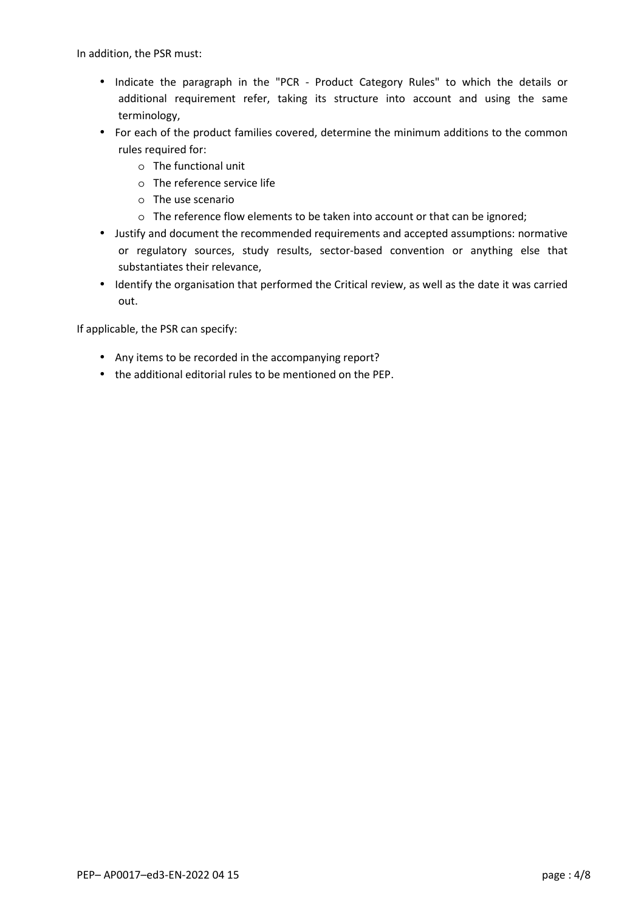In addition, the PSR must:

- Indicate the paragraph in the "PCR - Product Category Rules" to which the details or additional requirement refer, taking its structure into account and using the same terminology,
- For each of the product families covered, determine the minimum additions to the common rules required for:
  - The functional unit
  - The reference service life
  - The use scenario
  - The reference flow elements to be taken into account or that can be ignored;
- Justify and document the recommended requirements and accepted assumptions: normative or regulatory sources, study results, sector-based convention or anything else that substantiates their relevance,
- Identify the organisation that performed the Critical review, as well as the date it was carried out.

If applicable, the PSR can specify:

- Any items to be recorded in the accompanying report?
- the additional editorial rules to be mentioned on the PEP.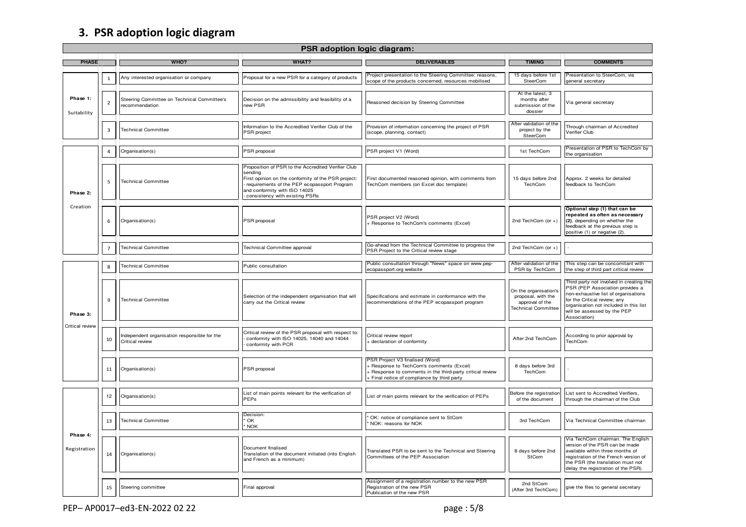## 3. PSR adoption logic diagram

**PSR adoption logic diagram:**

| PHASE | | WHO? | WHAT? | DELIVERABLES | TIMING | COMMENTS |
|---|---|---|---|---|---|---|
| Phase 1: Suitability | 1 | Any interested organisation or company | Proposal for a new PSR for a category of products | Project presentation to the Steering Committee: reasons, scope of the products concerned, resources mobilised | 15 days before 1st SteerCom | Presentation to SteerCom, via general secretary |
| | 2 | Steering Committee on Technical Committee's recommendation | Decision on the admissibility and feasibility of a new PSR | Reasoned decision by Steering Committee | At the latest, 3 months after submission of the dossier | Via general secretary |
| | 3 | Technical Committee | Information to the Accredited Verifier Club of the PSR project | Provision of information concerning the project of PSR (scope, planning, contact) | After validation of the project by the SteerCom | Through chairman of Accredited Verifier Club |
| Phase 2: Creation | 4 | Organisation(s) | PSR proposal | PSR project V1 (Word) | 1st TechCom | Presentation of PSR to TechCom by the organisation |
| | 5 | Technical Committee | Proposition of PSR to the Accredited Verifier Club sending<br>First opinion on the conformity of the PSR project:<br>- requirements of the PEP ecopassport Program and conformity with ISO 14025<br>- consistency with existing PSRs | First documented reasoned opinion, with comments from TechCom members (on Excel doc template) | 15 days before 2nd TechCom | Approx. 2 weeks for detailed feedback to TechCom |
| | 6 | Organisation(s) | PSR proposal | PSR project V2 (Word)<br>+ Response to TechCom's comments (Excel) | 2nd TechCom (or +) | **Optional step (1) that can be repeated as often as necessary (2)**, depending on whether the feedback at the previous step is positive (1) or negative (2). |
| | 7 | Technical Committee | Technical Committee approval | Go-ahead from the Technical Committee to progress the PSR Project to the Critical review stage | 2nd TechCom (or +) | - |
| Phase 3: Critical review | 8 | Technical Committee | Public consultation | Public consultation through "News" space on www.pep-ecopassport.org website | After validation of the PSR by TechCom | This step can be concomitant with the step of third part critical review |
| | 9 | Technical Committee | Selection of the independent organisation that will carry out the Critical review | Specifications and estimate in conformance with the recommendations of the PEP ecopassport program | On the organisation's proposal, with the approval of the Technical Committee | Third party not involved in creating the PSR (PEP Association provides a non-exhaustive list of organisations for the Critical review; any organisation not included in this list will be assessed by the PEP Association) |
| | 10 | Independent organisation responsible for the Critical review | Critical review of the PSR proposal with respect to:<br>- conformity with ISO 14025, 14040 and 14044<br>- conformity with PCR | Critical review report<br>+ declaration of conformity | After 2nd TechCom | According to prior approval by TechCom |
| | 11 | Organisation(s) | PSR proposal | PSR Project V3 finalised (Word)<br>+ Response to TechCom's comments (Excel)<br>+ Response to comments in the third-party critical review<br>+ Final notice of compliance by third party | 8 days before 3rd TechCom | - |
| Phase 4: Registration | 12 | Organisation(s) | List of main points relevant for the verification of PEPs | List of main points relevant for the verification of PEPs | Before the registration of the document | List sent to Accredited Verifiers, through the chairman of the Club |
| | 13 | Technical Committee | Decision:<br>* OK<br>* NOK | * OK: notice of compliance sent to StCom<br>* NOK: reasons for NOK | 3rd TechCom | Via Technical Committee chairman |
| | 14 | Organisation(s) | Document finalised<br>Translation of the document initiated (into English and French as a minimum) | Translated PSR to be sent to the Technical and Steering Committees of the PEP Association | 8 days before 2nd StCom | Via TechCom chairman. The English version of the PSR can be made available within three months of registration of the French version of the PSR (the translation must not delay the registration of the PSR). |
| | 15 | Steering committee | Final approval | Assignment of a registration number to the new PSR<br>Registration of the new PSR<br>Publication of the new PSR | 2nd StCom (After 3rd TechCom) | give the files to general secretary |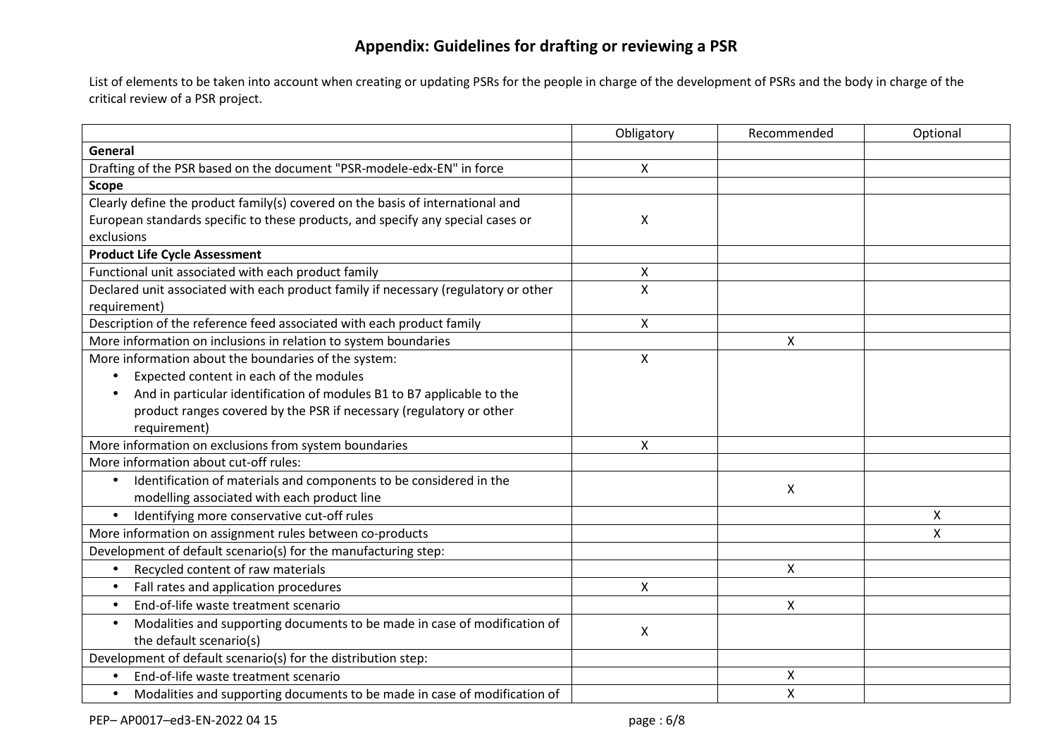# Appendix: Guidelines for drafting or reviewing a PSR

List of elements to be taken into account when creating or updating PSRs for the people in charge of the development of PSRs and the body in charge of the critical review of a PSR project.

| | Obligatory | Recommended | Optional |
|---|---|---|---|
| **General** | | | |
| Drafting of the PSR based on the document "PSR-modele-edx-EN" in force | X | | |
| **Scope** | | | |
| Clearly define the product family(s) covered on the basis of international and European standards specific to these products, and specify any special cases or exclusions | X | | |
| **Product Life Cycle Assessment** | | | |
| Functional unit associated with each product family | X | | |
| Declared unit associated with each product family if necessary (regulatory or other requirement) | X | | |
| Description of the reference feed associated with each product family | X | | |
| More information on inclusions in relation to system boundaries | | X | |
| More information about the boundaries of the system:<br>• Expected content in each of the modules<br>• And in particular identification of modules B1 to B7 applicable to the product ranges covered by the PSR if necessary (regulatory or other requirement) | X | | |
| More information on exclusions from system boundaries | X | | |
| More information about cut-off rules: | | | |
| • Identification of materials and components to be considered in the modelling associated with each product line | | X | |
| • Identifying more conservative cut-off rules | | | X |
| More information on assignment rules between co-products | | | X |
| Development of default scenario(s) for the manufacturing step: | | | |
| • Recycled content of raw materials | | X | |
| • Fall rates and application procedures | X | | |
| • End-of-life waste treatment scenario | | X | |
| • Modalities and supporting documents to be made in case of modification of the default scenario(s) | X | | |
| Development of default scenario(s) for the distribution step: | | | |
| • End-of-life waste treatment scenario | | X | |
| • Modalities and supporting documents to be made in case of modification of | | X | |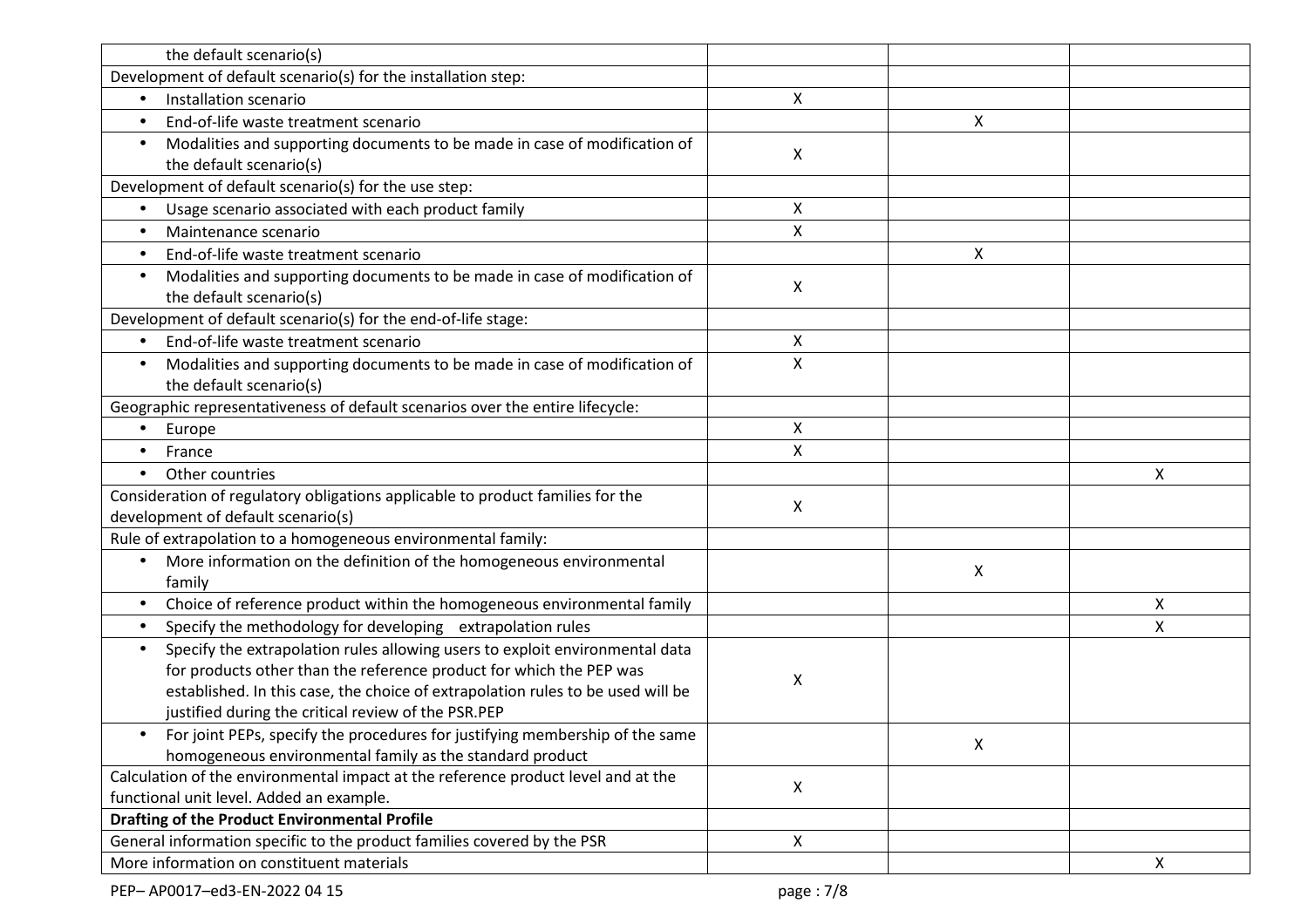| | | | |
|---|---|---|---|
| the default scenario(s) | | | |
| Development of default scenario(s) for the installation step: | | | |
| • Installation scenario | X | | |
| • End-of-life waste treatment scenario | | X | |
| • Modalities and supporting documents to be made in case of modification of the default scenario(s) | X | | |
| Development of default scenario(s) for the use step: | | | |
| • Usage scenario associated with each product family | X | | |
| • Maintenance scenario | X | | |
| • End-of-life waste treatment scenario | | X | |
| • Modalities and supporting documents to be made in case of modification of the default scenario(s) | X | | |
| Development of default scenario(s) for the end-of-life stage: | | | |
| • End-of-life waste treatment scenario | X | | |
| • Modalities and supporting documents to be made in case of modification of the default scenario(s) | X | | |
| Geographic representativeness of default scenarios over the entire lifecycle: | | | |
| • Europe | X | | |
| • France | X | | |
| • Other countries | | | X |
| Consideration of regulatory obligations applicable to product families for the development of default scenario(s) | X | | |
| Rule of extrapolation to a homogeneous environmental family: | | | |
| • More information on the definition of the homogeneous environmental family | | X | |
| • Choice of reference product within the homogeneous environmental family | | | X |
| • Specify the methodology for developing extrapolation rules | | | X |
| • Specify the extrapolation rules allowing users to exploit environmental data for products other than the reference product for which the PEP was established. In this case, the choice of extrapolation rules to be used will be justified during the critical review of the PSR.PEP | X | | |
| • For joint PEPs, specify the procedures for justifying membership of the same homogeneous environmental family as the standard product | | X | |
| Calculation of the environmental impact at the reference product level and at the functional unit level. Added an example. | X | | |
| **Drafting of the Product Environmental Profile** | | | |
| General information specific to the product families covered by the PSR | X | | |
| More information on constituent materials | | | X |

PEP– AP0017–ed3-EN-2022 04 15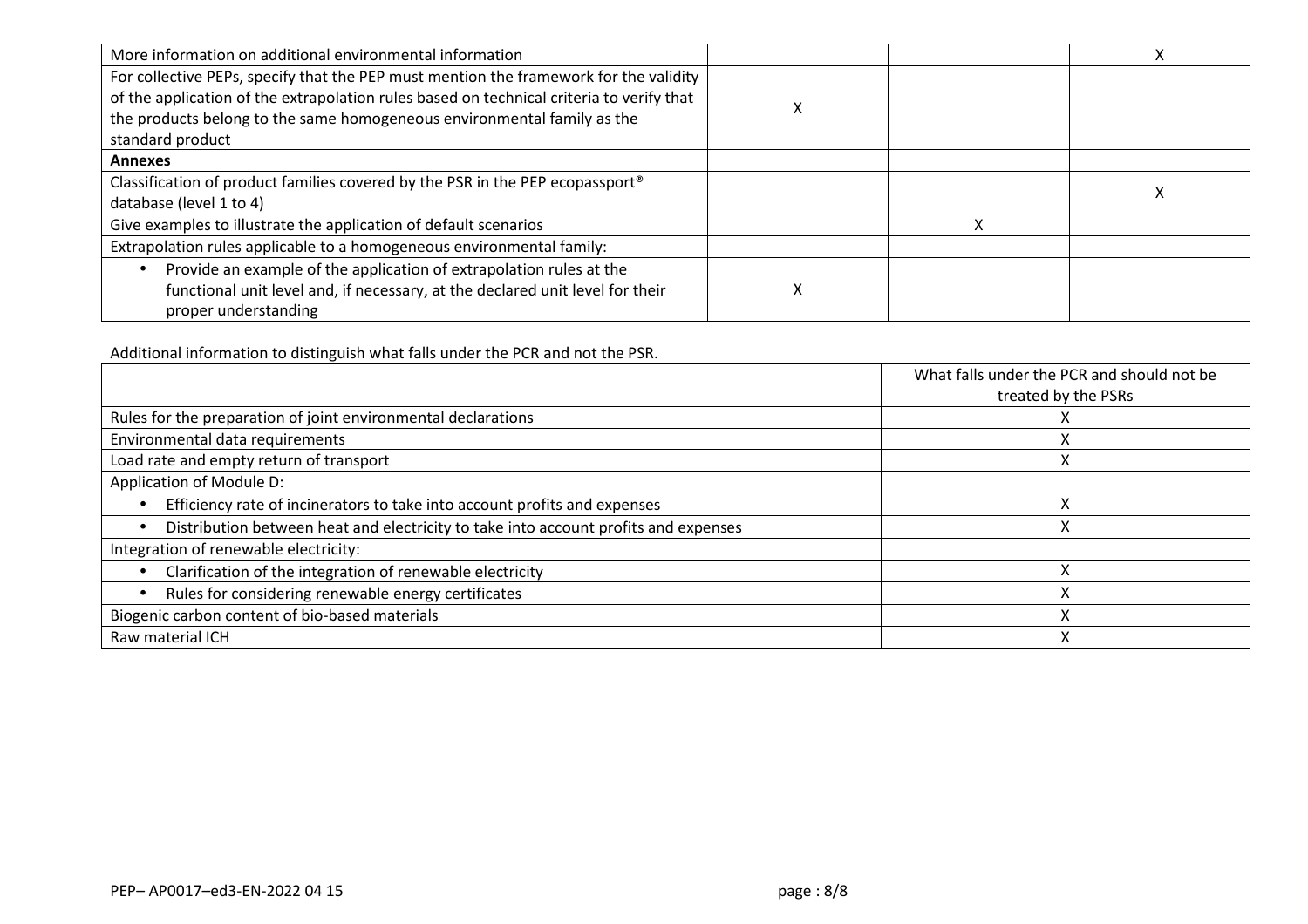| | | | |
|---|---|---|---|
| More information on additional environmental information | | | X |
| For collective PEPs, specify that the PEP must mention the framework for the validity of the application of the extrapolation rules based on technical criteria to verify that the products belong to the same homogeneous environmental family as the standard product | X | | |
| **Annexes** | | | |
| Classification of product families covered by the PSR in the PEP ecopassport® database (level 1 to 4) | | | X |
| Give examples to illustrate the application of default scenarios | | X | |
| Extrapolation rules applicable to a homogeneous environmental family: | | | |
| • Provide an example of the application of extrapolation rules at the functional unit level and, if necessary, at the declared unit level for their proper understanding | X | | |

Additional information to distinguish what falls under the PCR and not the PSR.

| | What falls under the PCR and should not be treated by the PSRs |
|---|---|
| Rules for the preparation of joint environmental declarations | X |
| Environmental data requirements | X |
| Load rate and empty return of transport | X |
| Application of Module D: | |
| • Efficiency rate of incinerators to take into account profits and expenses | X |
| • Distribution between heat and electricity to take into account profits and expenses | X |
| Integration of renewable electricity: | |
| • Clarification of the integration of renewable electricity | X |
| • Rules for considering renewable energy certificates | X |
| Biogenic carbon content of bio-based materials | X |
| Raw material ICH | X |

PEP– AP0017–ed3-EN-2022 04 15